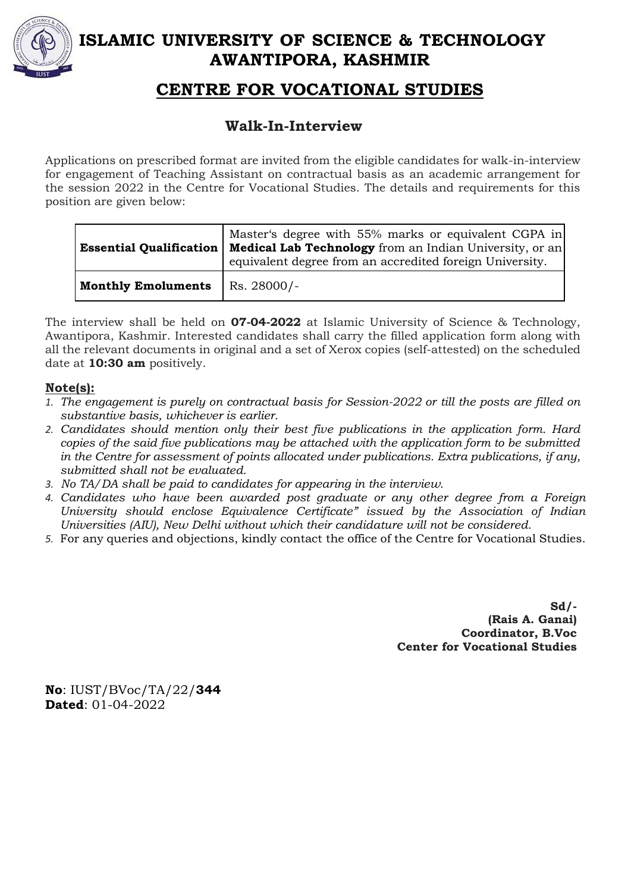# ISLAMIC UNIVERSITY OF SCIENCE & TECHNOLOGY AWANTIPORA, KASHMIR

## CENTRE FOR VOCATIONAL STUDIES

### Walk-In-Interview

Applications on prescribed format are invited from the eligible candidates for walk-in-interview for engagement of Teaching Assistant on contractual basis as an academic arrangement for the session 2022 in the Centre for Vocational Studies. The details and requirements for this position are given below:

| | |
|---|---|
| **Essential Qualification** | Master's degree with 55% marks or equivalent CGPA in **Medical Lab Technology** from an Indian University, or an equivalent degree from an accredited foreign University. |
| **Monthly Emoluments** | Rs. 28000/- |

The interview shall be held on **07-04-2022** at Islamic University of Science & Technology, Awantipora, Kashmir. Interested candidates shall carry the filled application form along with all the relevant documents in original and a set of Xerox copies (self-attested) on the scheduled date at **10:30 am** positively.

**Note(s):**

1. *The engagement is purely on contractual basis for Session-2022 or till the posts are filled on substantive basis, whichever is earlier.*
2. *Candidates should mention only their best five publications in the application form. Hard copies of the said five publications may be attached with the application form to be submitted in the Centre for assessment of points allocated under publications. Extra publications, if any, submitted shall not be evaluated.*
3. *No TA/DA shall be paid to candidates for appearing in the interview.*
4. *Candidates who have been awarded post graduate or any other degree from a Foreign University should enclose Equivalence Certificate" issued by the Association of Indian Universities (AIU), New Delhi without which their candidature will not be considered.*
5. For any queries and objections, kindly contact the office of the Centre for Vocational Studies.

**Sd/-**
**(Rais A. Ganai)**
**Coordinator, B.Voc**
**Center for Vocational Studies**

**No**: IUST/BVoc/TA/22/**344**
**Dated**: 01-04-2022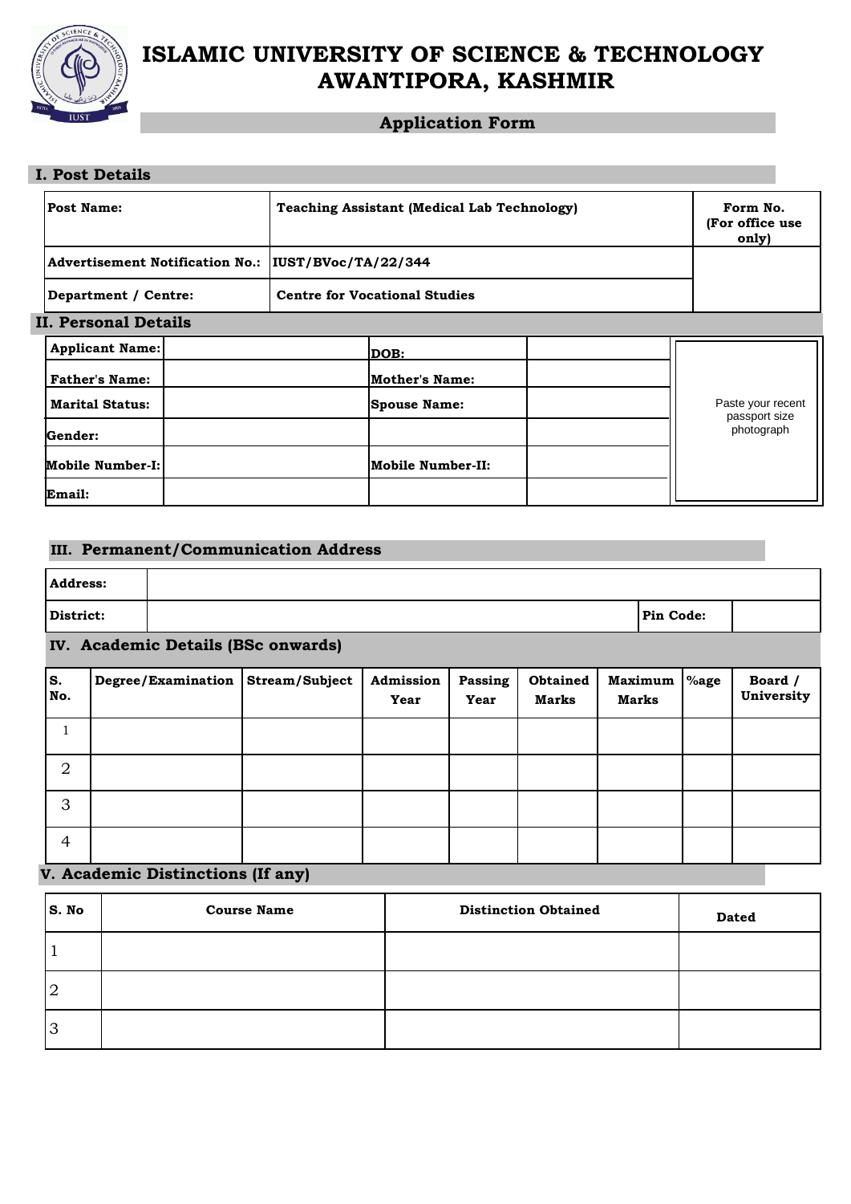# ISLAMIC UNIVERSITY OF SCIENCE & TECHNOLOGY AWANTIPORA, KASHMIR

## Application Form

### I. Post Details

| **Post Name:** | **Teaching Assistant (Medical Lab Technology)** | **Form No. (For office use only)** |
|---|---|---|
| **Advertisement Notification No.:** | **IUST/BVoc/TA/22/344** | |
| **Department / Centre:** | **Centre for Vocational Studies** | |

### II. Personal Details

| **Applicant Name:** | | **DOB:** | | Paste your recent passport size photograph |
|---|---|---|---|---|
| **Father's Name:** | | **Mother's Name:** | | |
| **Marital Status:** | | **Spouse Name:** | | |
| **Gender:** | | | | |
| **Mobile Number-I:** | | **Mobile Number-II:** | | |
| **Email:** | | | | |

### III. Permanent/Communication Address

| **Address:** | | | |
|---|---|---|---|
| **District:** | | **Pin Code:** | |

### IV. Academic Details (BSc onwards)

| **S. No.** | **Degree/Examination** | **Stream/Subject** | **Admission Year** | **Passing Year** | **Obtained Marks** | **Maximum Marks** | **%age** | **Board / University** |
|---|---|---|---|---|---|---|---|---|
| 1 | | | | | | | | |
| 2 | | | | | | | | |
| 3 | | | | | | | | |
| 4 | | | | | | | | |

### V. Academic Distinctions (If any)

| **S. No** | **Course Name** | **Distinction Obtained** | **Dated** |
|---|---|---|---|
| 1 | | | |
| 2 | | | |
| 3 | | | |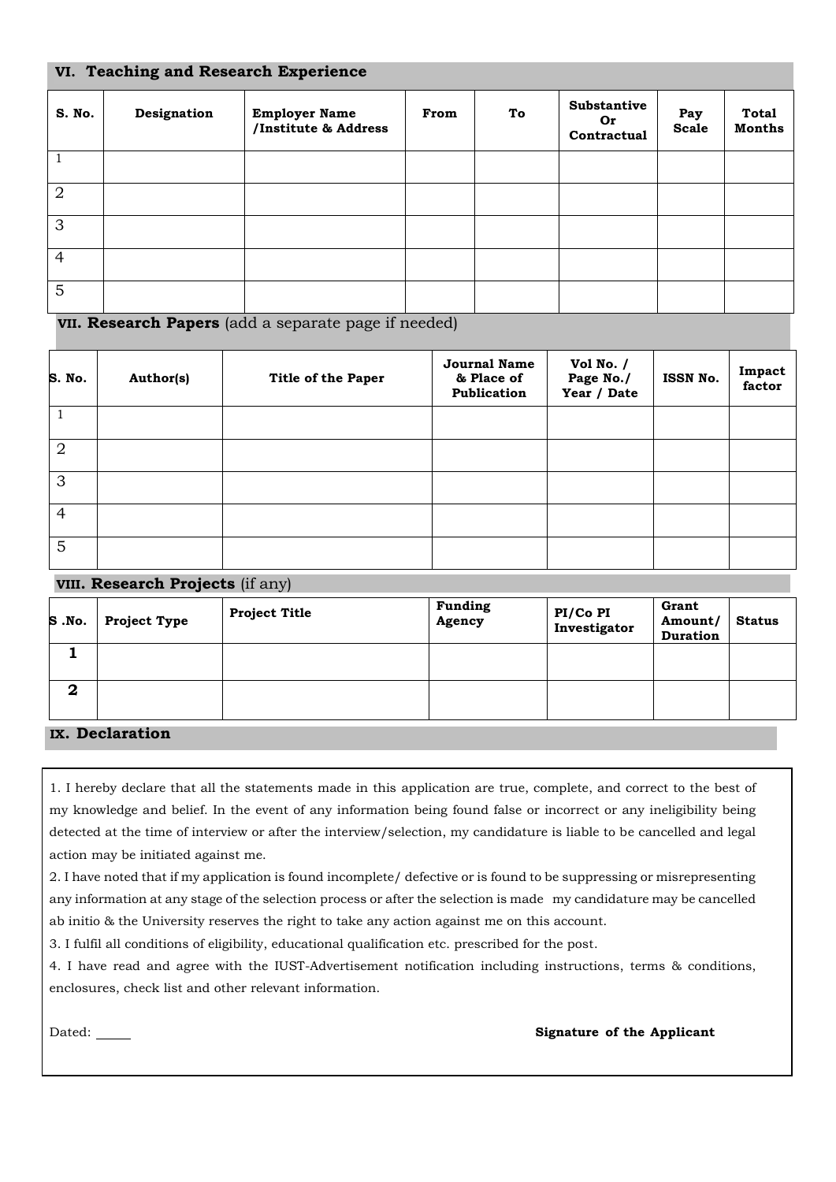## VI. Teaching and Research Experience

| S. No. | Designation | Employer Name /Institute & Address | From | To | Substantive Or Contractual | Pay Scale | Total Months |
|---|---|---|---|---|---|---|---|
| 1 | | | | | | | |
| 2 | | | | | | | |
| 3 | | | | | | | |
| 4 | | | | | | | |
| 5 | | | | | | | |

## VII. Research Papers (add a separate page if needed)

| S. No. | Author(s) | Title of the Paper | Journal Name & Place of Publication | Vol No. / Page No./ Year / Date | ISSN No. | Impact factor |
|---|---|---|---|---|---|---|
| 1 | | | | | | |
| 2 | | | | | | |
| 3 | | | | | | |
| 4 | | | | | | |
| 5 | | | | | | |

## VIII. Research Projects (if any)

| S .No. | Project Type | Project Title | Funding Agency | PI/Co PI Investigator | Grant Amount/ Duration | Status |
|---|---|---|---|---|---|---|
| **1** | | | | | | |
| **2** | | | | | | |

## IX. Declaration

1. I hereby declare that all the statements made in this application are true, complete, and correct to the best of my knowledge and belief. In the event of any information being found false or incorrect or any ineligibility being detected at the time of interview or after the interview/selection, my candidature is liable to be cancelled and legal action may be initiated against me.
2. I have noted that if my application is found incomplete/ defective or is found to be suppressing or misrepresenting any information at any stage of the selection process or after the selection is made my candidature may be cancelled ab initio & the University reserves the right to take any action against me on this account.
3. I fulfil all conditions of eligibility, educational qualification etc. prescribed for the post.
4. I have read and agree with the IUST-Advertisement notification including instructions, terms & conditions, enclosures, check list and other relevant information.

Dated: ______

**Signature of the Applicant**